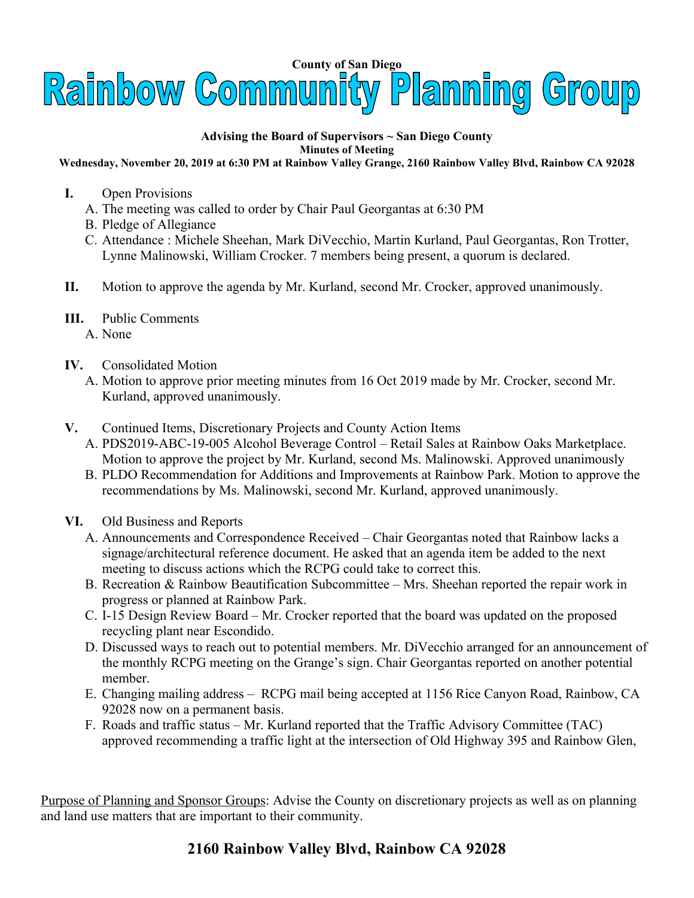County of San Diego

# Rainbow Community Planning Group

**Advising the Board of Supervisors ~ San Diego County**

**Minutes of Meeting**

**Wednesday, November 20, 2019 at 6:30 PM at Rainbow Valley Grange, 2160 Rainbow Valley Blvd, Rainbow CA 92028**

**I.** Open Provisions

A. The meeting was called to order by Chair Paul Georgantas at 6:30 PM

B. Pledge of Allegiance

C. Attendance : Michele Sheehan, Mark DiVecchio, Martin Kurland, Paul Georgantas, Ron Trotter, Lynne Malinowski, William Crocker. 7 members being present, a quorum is declared.

**II.** Motion to approve the agenda by Mr. Kurland, second Mr. Crocker, approved unanimously.

**III.** Public Comments

A. None

**IV.** Consolidated Motion

A. Motion to approve prior meeting minutes from 16 Oct 2019 made by Mr. Crocker, second Mr. Kurland, approved unanimously.

**V.** Continued Items, Discretionary Projects and County Action Items

A. PDS2019-ABC-19-005 Alcohol Beverage Control – Retail Sales at Rainbow Oaks Marketplace. Motion to approve the project by Mr. Kurland, second Ms. Malinowski. Approved unanimously

B. PLDO Recommendation for Additions and Improvements at Rainbow Park. Motion to approve the recommendations by Ms. Malinowski, second Mr. Kurland, approved unanimously.

**VI.** Old Business and Reports

A. Announcements and Correspondence Received – Chair Georgantas noted that Rainbow lacks a signage/architectural reference document. He asked that an agenda item be added to the next meeting to discuss actions which the RCPG could take to correct this.

B. Recreation & Rainbow Beautification Subcommittee – Mrs. Sheehan reported the repair work in progress or planned at Rainbow Park.

C. I-15 Design Review Board – Mr. Crocker reported that the board was updated on the proposed recycling plant near Escondido.

D. Discussed ways to reach out to potential members. Mr. DiVecchio arranged for an announcement of the monthly RCPG meeting on the Grange's sign. Chair Georgantas reported on another potential member.

E. Changing mailing address – RCPG mail being accepted at 1156 Rice Canyon Road, Rainbow, CA 92028 now on a permanent basis.

F. Roads and traffic status – Mr. Kurland reported that the Traffic Advisory Committee (TAC) approved recommending a traffic light at the intersection of Old Highway 395 and Rainbow Glen,

Purpose of Planning and Sponsor Groups: Advise the County on discretionary projects as well as on planning and land use matters that are important to their community.

**2160 Rainbow Valley Blvd, Rainbow CA 92028**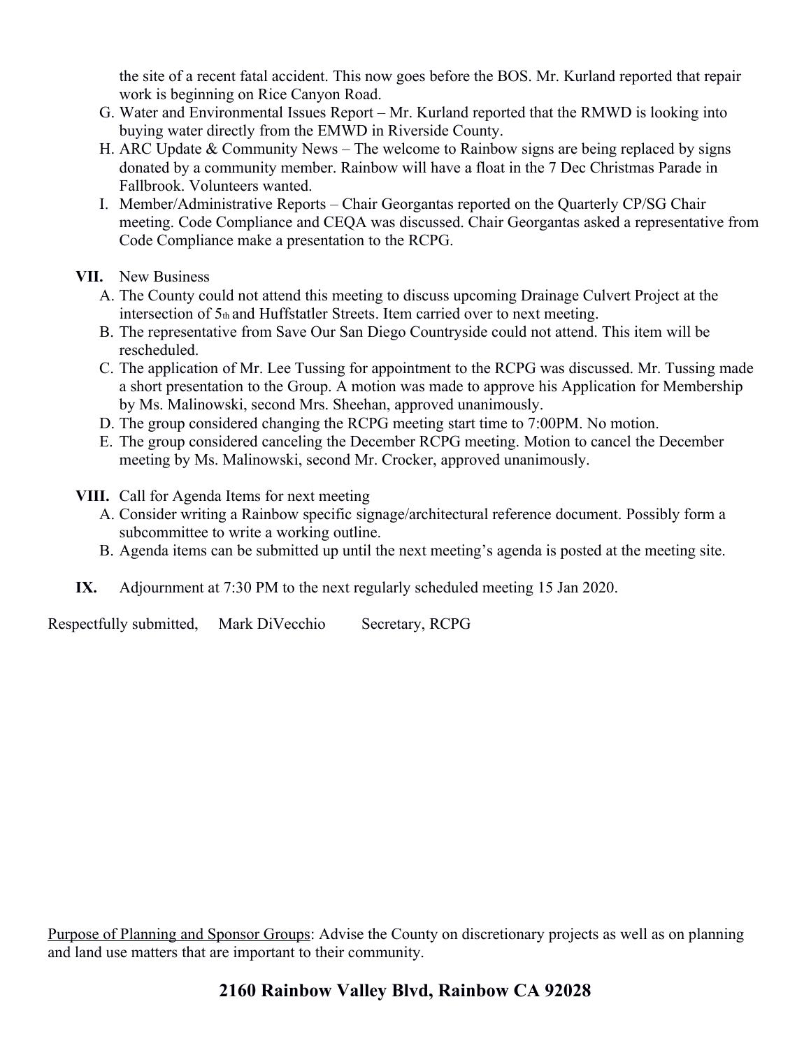the site of a recent fatal accident. This now goes before the BOS. Mr. Kurland reported that repair work is beginning on Rice Canyon Road.

G. Water and Environmental Issues Report – Mr. Kurland reported that the RMWD is looking into buying water directly from the EMWD in Riverside County.

H. ARC Update & Community News – The welcome to Rainbow signs are being replaced by signs donated by a community member. Rainbow will have a float in the 7 Dec Christmas Parade in Fallbrook. Volunteers wanted.

I. Member/Administrative Reports – Chair Georgantas reported on the Quarterly CP/SG Chair meeting. Code Compliance and CEQA was discussed. Chair Georgantas asked a representative from Code Compliance make a presentation to the RCPG.

**VII.** New Business

A. The County could not attend this meeting to discuss upcoming Drainage Culvert Project at the intersection of 5th and Huffstatler Streets. Item carried over to next meeting.

B. The representative from Save Our San Diego Countryside could not attend. This item will be rescheduled.

C. The application of Mr. Lee Tussing for appointment to the RCPG was discussed. Mr. Tussing made a short presentation to the Group. A motion was made to approve his Application for Membership by Ms. Malinowski, second Mrs. Sheehan, approved unanimously.

D. The group considered changing the RCPG meeting start time to 7:00PM. No motion.

E. The group considered canceling the December RCPG meeting. Motion to cancel the December meeting by Ms. Malinowski, second Mr. Crocker, approved unanimously.

**VIII.** Call for Agenda Items for next meeting

A. Consider writing a Rainbow specific signage/architectural reference document. Possibly form a subcommittee to write a working outline.

B. Agenda items can be submitted up until the next meeting's agenda is posted at the meeting site.

**IX.** Adjournment at 7:30 PM to the next regularly scheduled meeting 15 Jan 2020.

Respectfully submitted, Mark DiVecchio Secretary, RCPG

Purpose of Planning and Sponsor Groups: Advise the County on discretionary projects as well as on planning and land use matters that are important to their community.

**2160 Rainbow Valley Blvd, Rainbow CA 92028**